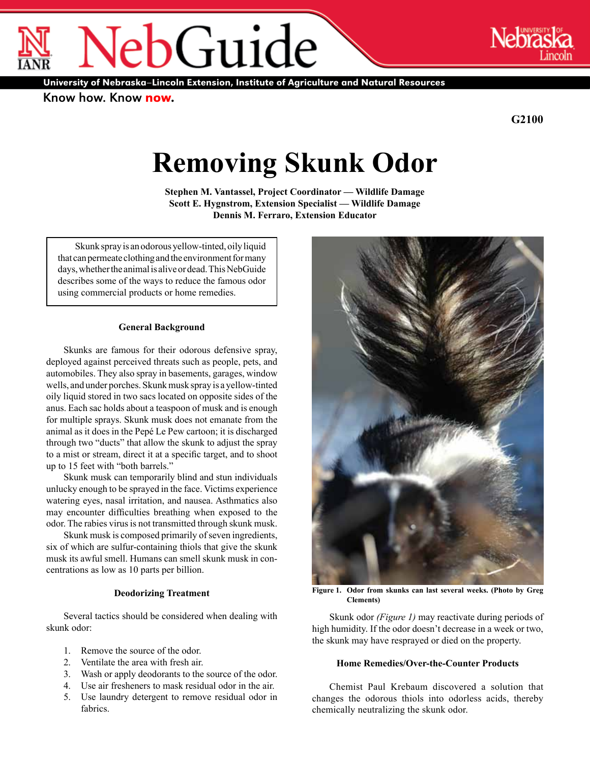# NebGuide

University of Nebraska–Lincoln Extension, Institute of Agriculture and Natural Resources

Know how. Know now.

G2100

# Removing Skunk Odor

**Stephen M. Vantassel, Project Coordinator — Wildlife Damage**
**Scott E. Hygnstrom, Extension Specialist — Wildlife Damage**
**Dennis M. Ferraro, Extension Educator**

Skunk spray is an odorous yellow-tinted, oily liquid that can permeate clothing and the environment for many days, whether the animal is alive or dead. This NebGuide describes some of the ways to reduce the famous odor using commercial products or home remedies.

### General Background

Skunks are famous for their odorous defensive spray, deployed against perceived threats such as people, pets, and automobiles. They also spray in basements, garages, window wells, and under porches. Skunk musk spray is a yellow-tinted oily liquid stored in two sacs located on opposite sides of the anus. Each sac holds about a teaspoon of musk and is enough for multiple sprays. Skunk musk does not emanate from the animal as it does in the Pepé Le Pew cartoon; it is discharged through two "ducts" that allow the skunk to adjust the spray to a mist or stream, direct it at a specific target, and to shoot up to 15 feet with "both barrels."

Skunk musk can temporarily blind and stun individuals unlucky enough to be sprayed in the face. Victims experience watering eyes, nasal irritation, and nausea. Asthmatics also may encounter difficulties breathing when exposed to the odor. The rabies virus is not transmitted through skunk musk.

Skunk musk is composed primarily of seven ingredients, six of which are sulfur-containing thiols that give the skunk musk its awful smell. Humans can smell skunk musk in concentrations as low as 10 parts per billion.

### Deodorizing Treatment

Several tactics should be considered when dealing with skunk odor:

1. Remove the source of the odor.
2. Ventilate the area with fresh air.
3. Wash or apply deodorants to the source of the odor.
4. Use air fresheners to mask residual odor in the air.
5. Use laundry detergent to remove residual odor in fabrics.

**Figure 1. Odor from skunks can last several weeks. (Photo by Greg Clements)**

Skunk odor *(Figure 1)* may reactivate during periods of high humidity. If the odor doesn't decrease in a week or two, the skunk may have resprayed or died on the property.

### Home Remedies/Over-the-Counter Products

Chemist Paul Krebaum discovered a solution that changes the odorous thiols into odorless acids, thereby chemically neutralizing the skunk odor.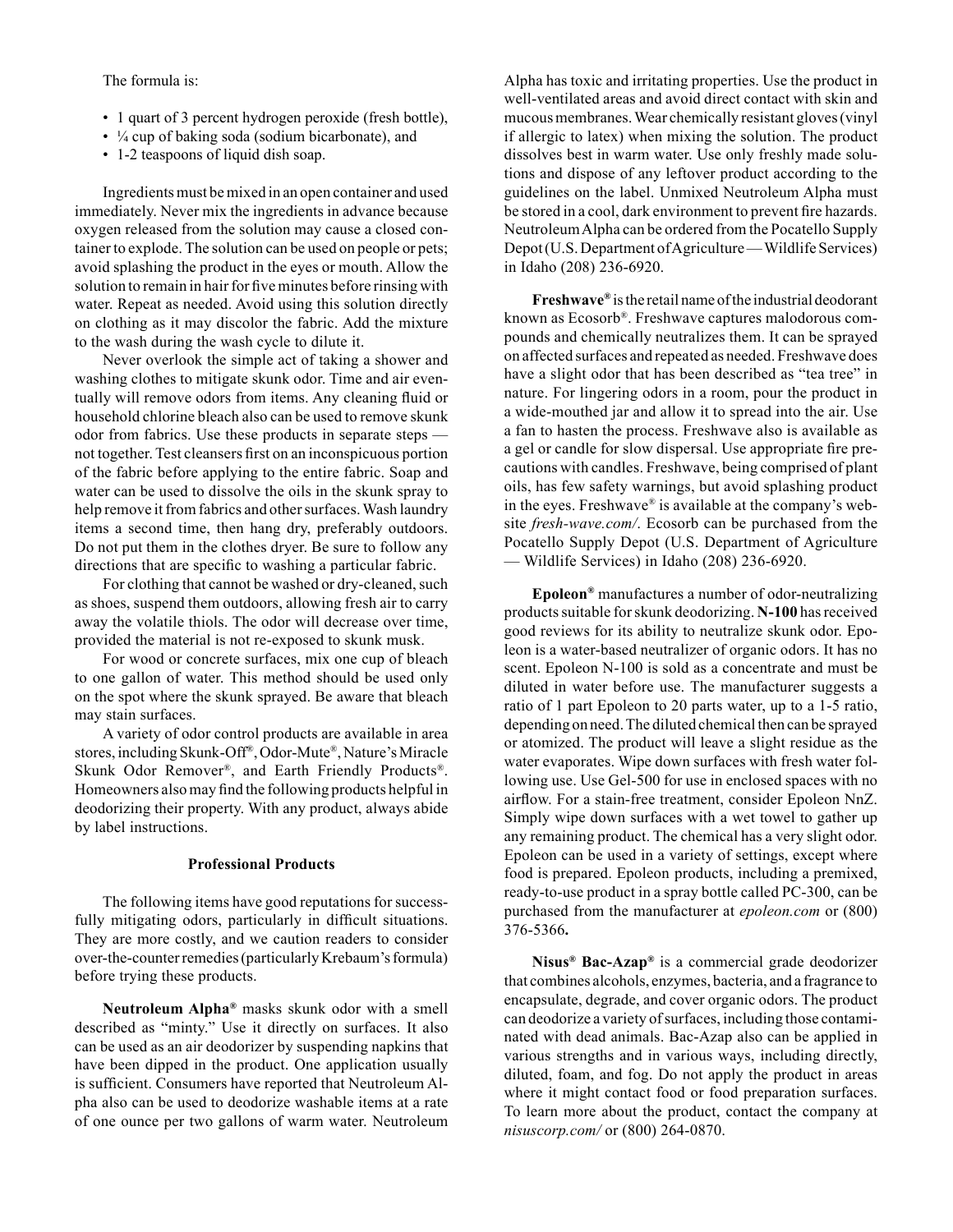The formula is:

- 1 quart of 3 percent hydrogen peroxide (fresh bottle),
- ¼ cup of baking soda (sodium bicarbonate), and
- 1-2 teaspoons of liquid dish soap.

Ingredients must be mixed in an open container and used immediately. Never mix the ingredients in advance because oxygen released from the solution may cause a closed container to explode. The solution can be used on people or pets; avoid splashing the product in the eyes or mouth. Allow the solution to remain in hair for five minutes before rinsing with water. Repeat as needed. Avoid using this solution directly on clothing as it may discolor the fabric. Add the mixture to the wash during the wash cycle to dilute it.

Never overlook the simple act of taking a shower and washing clothes to mitigate skunk odor. Time and air eventually will remove odors from items. Any cleaning fluid or household chlorine bleach also can be used to remove skunk odor from fabrics. Use these products in separate steps — not together. Test cleansers first on an inconspicuous portion of the fabric before applying to the entire fabric. Soap and water can be used to dissolve the oils in the skunk spray to help remove it from fabrics and other surfaces. Wash laundry items a second time, then hang dry, preferably outdoors. Do not put them in the clothes dryer. Be sure to follow any directions that are specific to washing a particular fabric.

For clothing that cannot be washed or dry-cleaned, such as shoes, suspend them outdoors, allowing fresh air to carry away the volatile thiols. The odor will decrease over time, provided the material is not re-exposed to skunk musk.

For wood or concrete surfaces, mix one cup of bleach to one gallon of water. This method should be used only on the spot where the skunk sprayed. Be aware that bleach may stain surfaces.

A variety of odor control products are available in area stores, including Skunk-Off®, Odor-Mute®, Nature's Miracle Skunk Odor Remover®, and Earth Friendly Products®. Homeowners also may find the following products helpful in deodorizing their property. With any product, always abide by label instructions.

### Professional Products

The following items have good reputations for successfully mitigating odors, particularly in difficult situations. They are more costly, and we caution readers to consider over-the-counter remedies (particularly Krebaum's formula) before trying these products.

**Neutroleum Alpha®** masks skunk odor with a smell described as "minty." Use it directly on surfaces. It also can be used as an air deodorizer by suspending napkins that have been dipped in the product. One application usually is sufficient. Consumers have reported that Neutroleum Alpha also can be used to deodorize washable items at a rate of one ounce per two gallons of warm water. Neutroleum Alpha has toxic and irritating properties. Use the product in well-ventilated areas and avoid direct contact with skin and mucous membranes. Wear chemically resistant gloves (vinyl if allergic to latex) when mixing the solution. The product dissolves best in warm water. Use only freshly made solutions and dispose of any leftover product according to the guidelines on the label. Unmixed Neutroleum Alpha must be stored in a cool, dark environment to prevent fire hazards. Neutroleum Alpha can be ordered from the Pocatello Supply Depot (U.S. Department of Agriculture — Wildlife Services) in Idaho (208) 236-6920.

**Freshwave®** is the retail name of the industrial deodorant known as Ecosorb®. Freshwave captures malodorous compounds and chemically neutralizes them. It can be sprayed on affected surfaces and repeated as needed. Freshwave does have a slight odor that has been described as "tea tree" in nature. For lingering odors in a room, pour the product in a wide-mouthed jar and allow it to spread into the air. Use a fan to hasten the process. Freshwave also is available as a gel or candle for slow dispersal. Use appropriate fire precautions with candles. Freshwave, being comprised of plant oils, has few safety warnings, but avoid splashing product in the eyes. Freshwave® is available at the company's website *fresh-wave.com/*. Ecosorb can be purchased from the Pocatello Supply Depot (U.S. Department of Agriculture — Wildlife Services) in Idaho (208) 236-6920.

**Epoleon®** manufactures a number of odor-neutralizing products suitable for skunk deodorizing. **N-100** has received good reviews for its ability to neutralize skunk odor. Epoleon is a water-based neutralizer of organic odors. It has no scent. Epoleon N-100 is sold as a concentrate and must be diluted in water before use. The manufacturer suggests a ratio of 1 part Epoleon to 20 parts water, up to a 1-5 ratio, depending on need. The diluted chemical then can be sprayed or atomized. The product will leave a slight residue as the water evaporates. Wipe down surfaces with fresh water following use. Use Gel-500 for use in enclosed spaces with no airflow. For a stain-free treatment, consider Epoleon NnZ. Simply wipe down surfaces with a wet towel to gather up any remaining product. The chemical has a very slight odor. Epoleon can be used in a variety of settings, except where food is prepared. Epoleon products, including a premixed, ready-to-use product in a spray bottle called PC-300, can be purchased from the manufacturer at *epoleon.com* or (800) 376-5366**.**

**Nisus® Bac-Azap®** is a commercial grade deodorizer that combines alcohols, enzymes, bacteria, and a fragrance to encapsulate, degrade, and cover organic odors. The product can deodorize a variety of surfaces, including those contaminated with dead animals. Bac-Azap also can be applied in various strengths and in various ways, including directly, diluted, foam, and fog. Do not apply the product in areas where it might contact food or food preparation surfaces. To learn more about the product, contact the company at *nisuscorp.com/* or (800) 264-0870.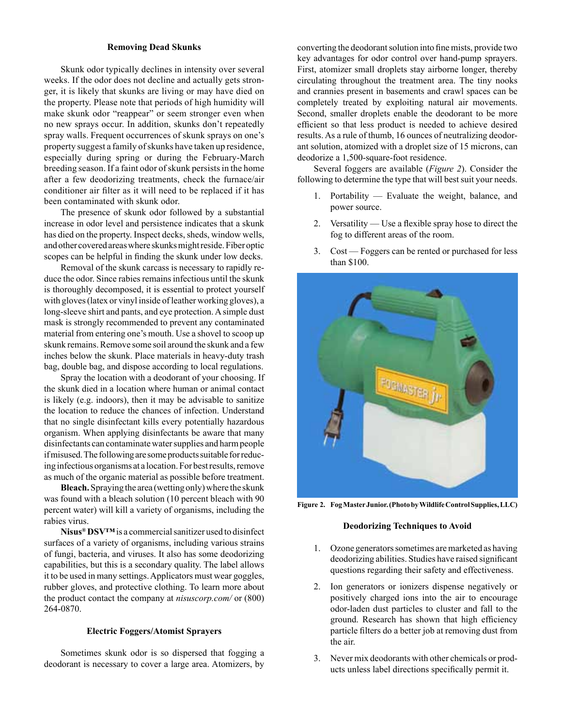### Removing Dead Skunks

Skunk odor typically declines in intensity over several weeks. If the odor does not decline and actually gets stronger, it is likely that skunks are living or may have died on the property. Please note that periods of high humidity will make skunk odor "reappear" or seem stronger even when no new sprays occur. In addition, skunks don't repeatedly spray walls. Frequent occurrences of skunk sprays on one's property suggest a family of skunks have taken up residence, especially during spring or during the February-March breeding season. If a faint odor of skunk persists in the home after a few deodorizing treatments, check the furnace/air conditioner air filter as it will need to be replaced if it has been contaminated with skunk odor.

The presence of skunk odor followed by a substantial increase in odor level and persistence indicates that a skunk has died on the property. Inspect decks, sheds, window wells, and other covered areas where skunks might reside. Fiber optic scopes can be helpful in finding the skunk under low decks.

Removal of the skunk carcass is necessary to rapidly reduce the odor. Since rabies remains infectious until the skunk is thoroughly decomposed, it is essential to protect yourself with gloves (latex or vinyl inside of leather working gloves), a long-sleeve shirt and pants, and eye protection. A simple dust mask is strongly recommended to prevent any contaminated material from entering one's mouth. Use a shovel to scoop up skunk remains. Remove some soil around the skunk and a few inches below the skunk. Place materials in heavy-duty trash bag, double bag, and dispose according to local regulations.

Spray the location with a deodorant of your choosing. If the skunk died in a location where human or animal contact is likely (e.g. indoors), then it may be advisable to sanitize the location to reduce the chances of infection. Understand that no single disinfectant kills every potentially hazardous organism. When applying disinfectants be aware that many disinfectants can contaminate water supplies and harm people if misused. The following are some products suitable for reducing infectious organisms at a location. For best results, remove as much of the organic material as possible before treatment.

**Bleach.** Spraying the area (wetting only) where the skunk was found with a bleach solution (10 percent bleach with 90 percent water) will kill a variety of organisms, including the rabies virus.

**Nisus® DSV™** is a commercial sanitizer used to disinfect surfaces of a variety of organisms, including various strains of fungi, bacteria, and viruses. It also has some deodorizing capabilities, but this is a secondary quality. The label allows it to be used in many settings. Applicators must wear goggles, rubber gloves, and protective clothing. To learn more about the product contact the company at *nisuscorp.com/* or (800) 264-0870.

### Electric Foggers/Atomist Sprayers

Sometimes skunk odor is so dispersed that fogging a deodorant is necessary to cover a large area. Atomizers, by converting the deodorant solution into fine mists, provide two key advantages for odor control over hand-pump sprayers. First, atomizer small droplets stay airborne longer, thereby circulating throughout the treatment area. The tiny nooks and crannies present in basements and crawl spaces can be completely treated by exploiting natural air movements. Second, smaller droplets enable the deodorant to be more efficient so that less product is needed to achieve desired results. As a rule of thumb, 16 ounces of neutralizing deodorant solution, atomized with a droplet size of 15 microns, can deodorize a 1,500-square-foot residence.

Several foggers are available (*Figure 2*). Consider the following to determine the type that will best suit your needs.

1. Portability — Evaluate the weight, balance, and power source.
2. Versatility — Use a flexible spray hose to direct the fog to different areas of the room.
3. Cost — Foggers can be rented or purchased for less than $100.

**Figure 2. Fog Master Junior. (Photo by Wildlife Control Supplies, LLC)**

### Deodorizing Techniques to Avoid

1. Ozone generators sometimes are marketed as having deodorizing abilities. Studies have raised significant questions regarding their safety and effectiveness.
2. Ion generators or ionizers dispense negatively or positively charged ions into the air to encourage odor-laden dust particles to cluster and fall to the ground. Research has shown that high efficiency particle filters do a better job at removing dust from the air.
3. Never mix deodorants with other chemicals or products unless label directions specifically permit it.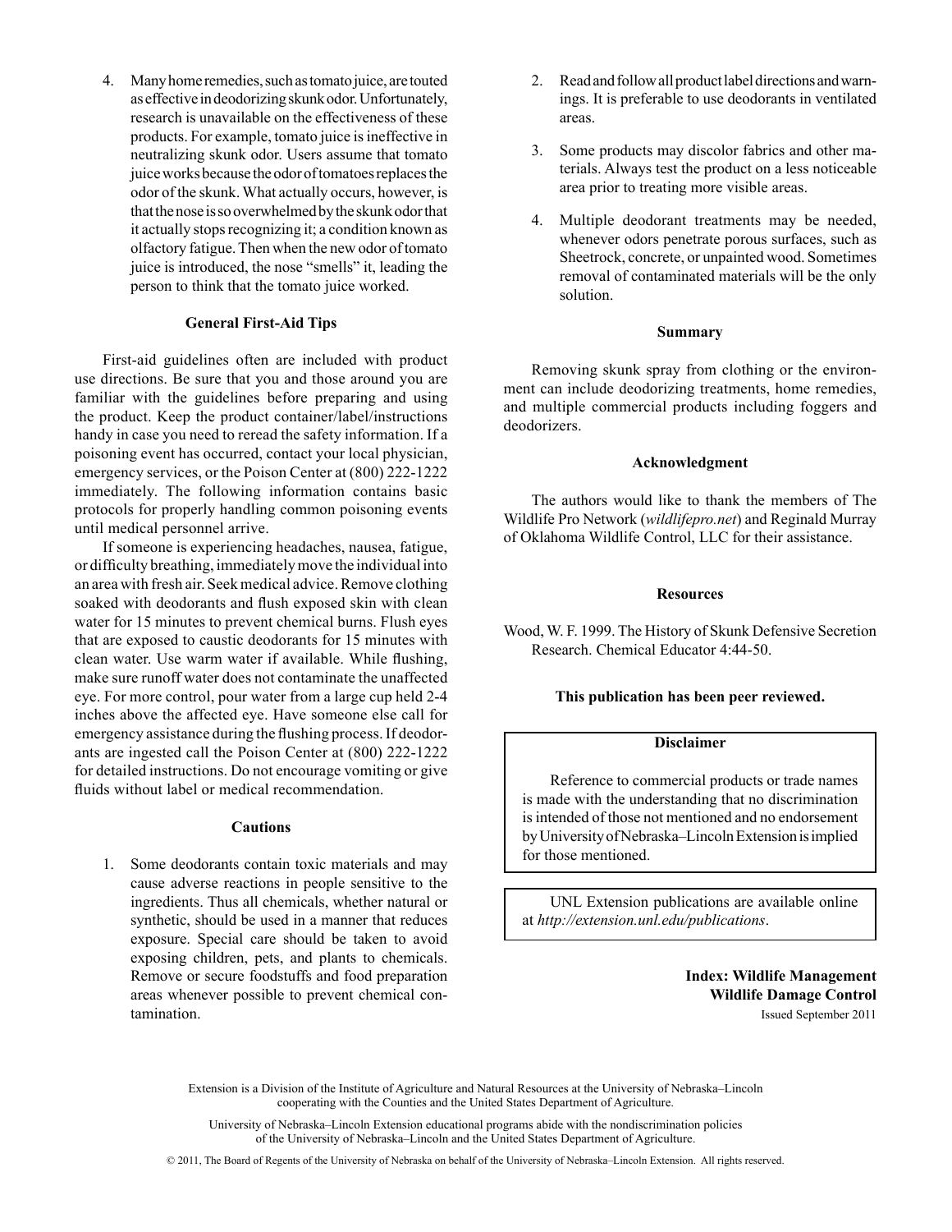4. Many home remedies, such as tomato juice, are touted as effective in deodorizing skunk odor. Unfortunately, research is unavailable on the effectiveness of these products. For example, tomato juice is ineffective in neutralizing skunk odor. Users assume that tomato juice works because the odor of tomatoes replaces the odor of the skunk. What actually occurs, however, is that the nose is so overwhelmed by the skunk odor that it actually stops recognizing it; a condition known as olfactory fatigue. Then when the new odor of tomato juice is introduced, the nose "smells" it, leading the person to think that the tomato juice worked.

### General First-Aid Tips

First-aid guidelines often are included with product use directions. Be sure that you and those around you are familiar with the guidelines before preparing and using the product. Keep the product container/label/instructions handy in case you need to reread the safety information. If a poisoning event has occurred, contact your local physician, emergency services, or the Poison Center at (800) 222-1222 immediately. The following information contains basic protocols for properly handling common poisoning events until medical personnel arrive.

If someone is experiencing headaches, nausea, fatigue, or difficulty breathing, immediately move the individual into an area with fresh air. Seek medical advice. Remove clothing soaked with deodorants and flush exposed skin with clean water for 15 minutes to prevent chemical burns. Flush eyes that are exposed to caustic deodorants for 15 minutes with clean water. Use warm water if available. While flushing, make sure runoff water does not contaminate the unaffected eye. For more control, pour water from a large cup held 2-4 inches above the affected eye. Have someone else call for emergency assistance during the flushing process. If deodorants are ingested call the Poison Center at (800) 222-1222 for detailed instructions. Do not encourage vomiting or give fluids without label or medical recommendation.

### Cautions

1. Some deodorants contain toxic materials and may cause adverse reactions in people sensitive to the ingredients. Thus all chemicals, whether natural or synthetic, should be used in a manner that reduces exposure. Special care should be taken to avoid exposing children, pets, and plants to chemicals. Remove or secure foodstuffs and food preparation areas whenever possible to prevent chemical contamination.

2. Read and follow all product label directions and warnings. It is preferable to use deodorants in ventilated areas.

3. Some products may discolor fabrics and other materials. Always test the product on a less noticeable area prior to treating more visible areas.

4. Multiple deodorant treatments may be needed, whenever odors penetrate porous surfaces, such as Sheetrock, concrete, or unpainted wood. Sometimes removal of contaminated materials will be the only solution.

### Summary

Removing skunk spray from clothing or the environment can include deodorizing treatments, home remedies, and multiple commercial products including foggers and deodorizers.

### Acknowledgment

The authors would like to thank the members of The Wildlife Pro Network (*wildlifepro.net*) and Reginald Murray of Oklahoma Wildlife Control, LLC for their assistance.

### Resources

Wood, W. F. 1999. The History of Skunk Defensive Secretion Research. Chemical Educator 4:44-50.

**This publication has been peer reviewed.**

**Disclaimer**

Reference to commercial products or trade names is made with the understanding that no discrimination is intended of those not mentioned and no endorsement by University of Nebraska–Lincoln Extension is implied for those mentioned.

UNL Extension publications are available online at *http://extension.unl.edu/publications*.

**Index: Wildlife Management**
**Wildlife Damage Control**
Issued September 2011

Extension is a Division of the Institute of Agriculture and Natural Resources at the University of Nebraska–Lincoln cooperating with the Counties and the United States Department of Agriculture.

University of Nebraska–Lincoln Extension educational programs abide with the nondiscrimination policies of the University of Nebraska–Lincoln and the United States Department of Agriculture.

© 2011, The Board of Regents of the University of Nebraska on behalf of the University of Nebraska–Lincoln Extension. All rights reserved.